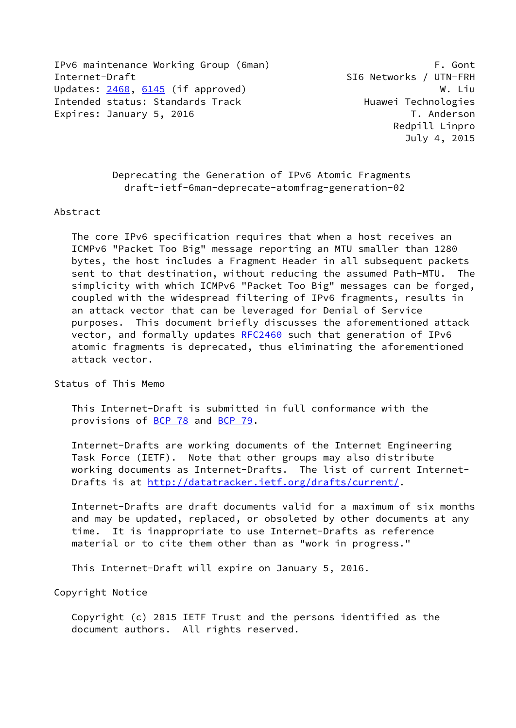IPv6 maintenance Working Group (6man) — F. Gont
Internet-Draft — SI6 Networks / UTN-FRH
Updates: 2460, 6145 (if approved) — W. Liu
Intended status: Standards Track — Huawei Technologies
Expires: January 5, 2016 — T. Anderson
Redpill Linpro
July 4, 2015

# Deprecating the Generation of IPv6 Atomic Fragments
draft-ietf-6man-deprecate-atomfrag-generation-02

## Abstract

The core IPv6 specification requires that when a host receives an ICMPv6 "Packet Too Big" message reporting an MTU smaller than 1280 bytes, the host includes a Fragment Header in all subsequent packets sent to that destination, without reducing the assumed Path-MTU. The simplicity with which ICMPv6 "Packet Too Big" messages can be forged, coupled with the widespread filtering of IPv6 fragments, results in an attack vector that can be leveraged for Denial of Service purposes. This document briefly discusses the aforementioned attack vector, and formally updates RFC2460 such that generation of IPv6 atomic fragments is deprecated, thus eliminating the aforementioned attack vector.

## Status of This Memo

This Internet-Draft is submitted in full conformance with the provisions of BCP 78 and BCP 79.

Internet-Drafts are working documents of the Internet Engineering Task Force (IETF). Note that other groups may also distribute working documents as Internet-Drafts. The list of current Internet-Drafts is at http://datatracker.ietf.org/drafts/current/.

Internet-Drafts are draft documents valid for a maximum of six months and may be updated, replaced, or obsoleted by other documents at any time. It is inappropriate to use Internet-Drafts as reference material or to cite them other than as "work in progress."

This Internet-Draft will expire on January 5, 2016.

## Copyright Notice

Copyright (c) 2015 IETF Trust and the persons identified as the document authors. All rights reserved.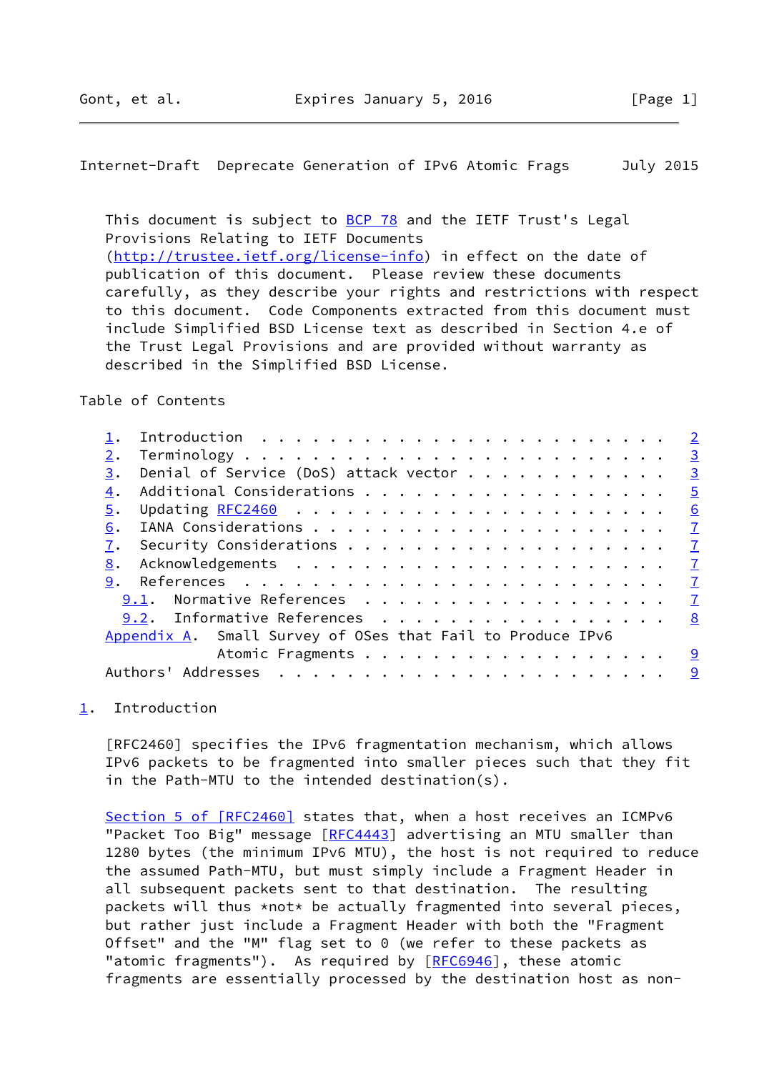This document is subject to BCP 78 and the IETF Trust's Legal Provisions Relating to IETF Documents (http://trustee.ietf.org/license-info) in effect on the date of publication of this document. Please review these documents carefully, as they describe your rights and restrictions with respect to this document. Code Components extracted from this document must include Simplified BSD License text as described in Section 4.e of the Trust Legal Provisions and are provided without warranty as described in the Simplified BSD License.

Table of Contents

- 1. Introduction . . . . . . . . . . . . . . . . . . . . . . . . 2
- 2. Terminology . . . . . . . . . . . . . . . . . . . . . . . . 3
- 3. Denial of Service (DoS) attack vector . . . . . . . . . . . . 3
- 4. Additional Considerations . . . . . . . . . . . . . . . . . . 5
- 5. Updating RFC2460 . . . . . . . . . . . . . . . . . . . . . . 6
- 6. IANA Considerations . . . . . . . . . . . . . . . . . . . . . 7
- 7. Security Considerations . . . . . . . . . . . . . . . . . . . 7
- 8. Acknowledgements . . . . . . . . . . . . . . . . . . . . . . 7
- 9. References . . . . . . . . . . . . . . . . . . . . . . . . . 7
  - 9.1. Normative References . . . . . . . . . . . . . . . . . . 7
  - 9.2. Informative References . . . . . . . . . . . . . . . . . 8
- Appendix A. Small Survey of OSes that Fail to Produce IPv6 Atomic Fragments . . . . . . . . . . . . . . . . . . . . 9
- Authors' Addresses . . . . . . . . . . . . . . . . . . . . . . 9

## 1. Introduction

[RFC2460] specifies the IPv6 fragmentation mechanism, which allows IPv6 packets to be fragmented into smaller pieces such that they fit in the Path-MTU to the intended destination(s).

Section 5 of [RFC2460] states that, when a host receives an ICMPv6 "Packet Too Big" message [RFC4443] advertising an MTU smaller than 1280 bytes (the minimum IPv6 MTU), the host is not required to reduce the assumed Path-MTU, but must simply include a Fragment Header in all subsequent packets sent to that destination. The resulting packets will thus *not* be actually fragmented into several pieces, but rather just include a Fragment Header with both the "Fragment Offset" and the "M" flag set to 0 (we refer to these packets as "atomic fragments"). As required by [RFC6946], these atomic fragments are essentially processed by the destination host as non-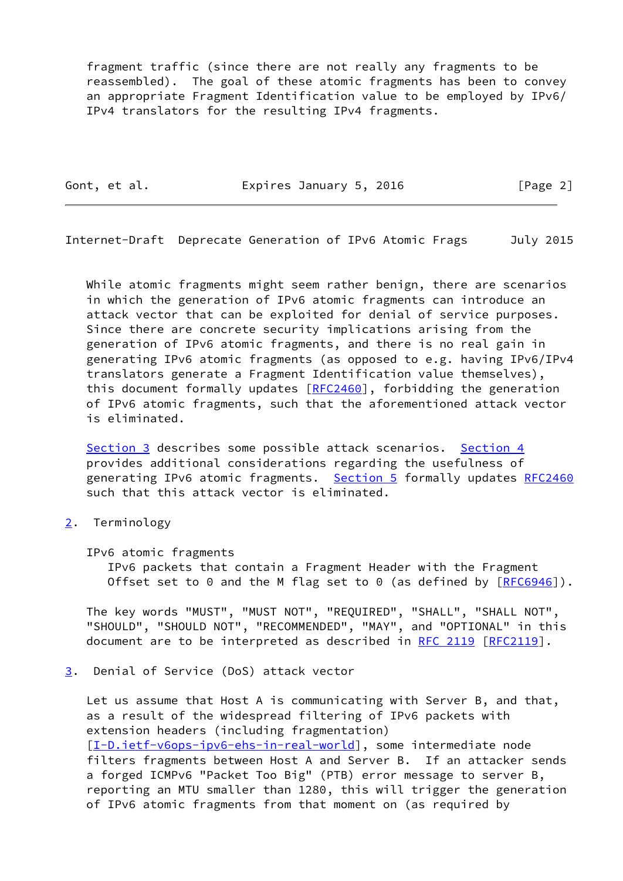fragment traffic (since there are not really any fragments to be reassembled). The goal of these atomic fragments has been to convey an appropriate Fragment Identification value to be employed by IPv6/IPv4 translators for the resulting IPv4 fragments.

While atomic fragments might seem rather benign, there are scenarios in which the generation of IPv6 atomic fragments can introduce an attack vector that can be exploited for denial of service purposes. Since there are concrete security implications arising from the generation of IPv6 atomic fragments, and there is no real gain in generating IPv6 atomic fragments (as opposed to e.g. having IPv6/IPv4 translators generate a Fragment Identification value themselves), this document formally updates [RFC2460], forbidding the generation of IPv6 atomic fragments, such that the aforementioned attack vector is eliminated.

Section 3 describes some possible attack scenarios. Section 4 provides additional considerations regarding the usefulness of generating IPv6 atomic fragments. Section 5 formally updates RFC2460 such that this attack vector is eliminated.

## 2. Terminology

IPv6 atomic fragments
: IPv6 packets that contain a Fragment Header with the Fragment Offset set to 0 and the M flag set to 0 (as defined by [RFC6946]).

The key words "MUST", "MUST NOT", "REQUIRED", "SHALL", "SHALL NOT", "SHOULD", "SHOULD NOT", "RECOMMENDED", "MAY", and "OPTIONAL" in this document are to be interpreted as described in RFC 2119 [RFC2119].

## 3. Denial of Service (DoS) attack vector

Let us assume that Host A is communicating with Server B, and that, as a result of the widespread filtering of IPv6 packets with extension headers (including fragmentation) [I-D.ietf-v6ops-ipv6-ehs-in-real-world], some intermediate node filters fragments between Host A and Server B. If an attacker sends a forged ICMPv6 "Packet Too Big" (PTB) error message to server B, reporting an MTU smaller than 1280, this will trigger the generation of IPv6 atomic fragments from that moment on (as required by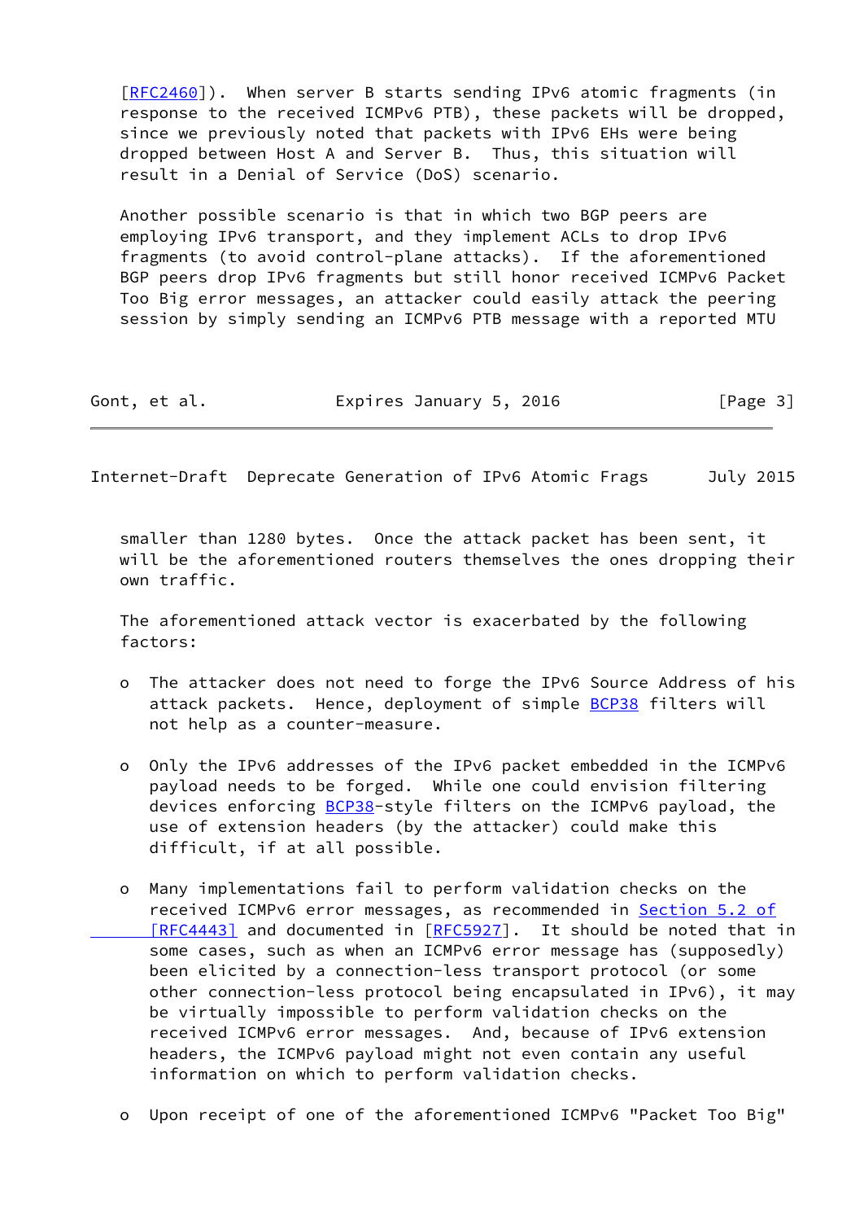[RFC2460]). When server B starts sending IPv6 atomic fragments (in response to the received ICMPv6 PTB), these packets will be dropped, since we previously noted that packets with IPv6 EHs were being dropped between Host A and Server B. Thus, this situation will result in a Denial of Service (DoS) scenario.

Another possible scenario is that in which two BGP peers are employing IPv6 transport, and they implement ACLs to drop IPv6 fragments (to avoid control-plane attacks). If the aforementioned BGP peers drop IPv6 fragments but still honor received ICMPv6 Packet Too Big error messages, an attacker could easily attack the peering session by simply sending an ICMPv6 PTB message with a reported MTU smaller than 1280 bytes. Once the attack packet has been sent, it will be the aforementioned routers themselves the ones dropping their own traffic.

The aforementioned attack vector is exacerbated by the following factors:

- The attacker does not need to forge the IPv6 Source Address of his attack packets. Hence, deployment of simple BCP38 filters will not help as a counter-measure.

- Only the IPv6 addresses of the IPv6 packet embedded in the ICMPv6 payload needs to be forged. While one could envision filtering devices enforcing BCP38-style filters on the ICMPv6 payload, the use of extension headers (by the attacker) could make this difficult, if at all possible.

- Many implementations fail to perform validation checks on the received ICMPv6 error messages, as recommended in Section 5.2 of [RFC4443] and documented in [RFC5927]. It should be noted that in some cases, such as when an ICMPv6 error message has (supposedly) been elicited by a connection-less transport protocol (or some other connection-less protocol being encapsulated in IPv6), it may be virtually impossible to perform validation checks on the received ICMPv6 error messages. And, because of IPv6 extension headers, the ICMPv6 payload might not even contain any useful information on which to perform validation checks.

- Upon receipt of one of the aforementioned ICMPv6 "Packet Too Big"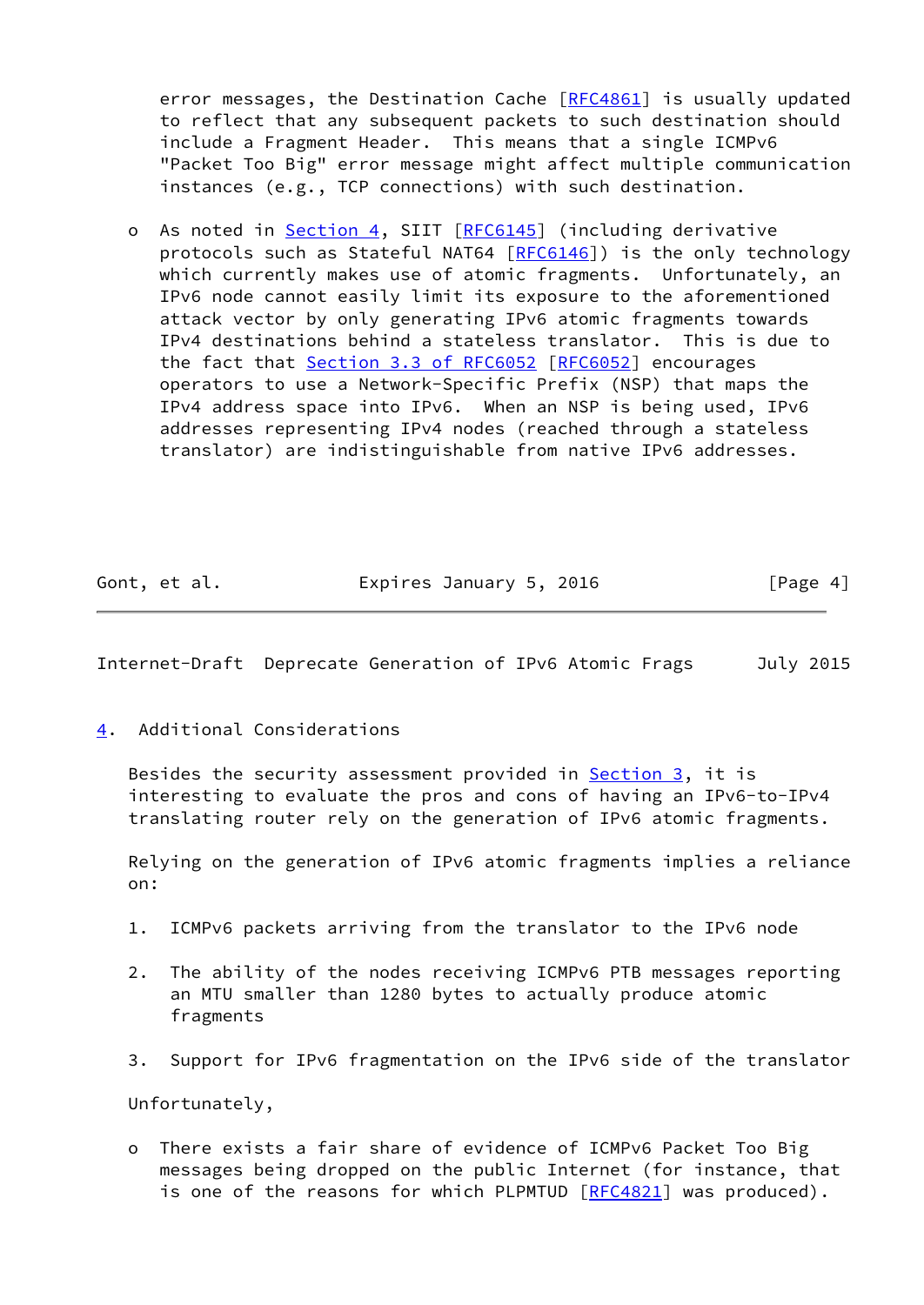error messages, the Destination Cache [RFC4861] is usually updated to reflect that any subsequent packets to such destination should include a Fragment Header. This means that a single ICMPv6 "Packet Too Big" error message might affect multiple communication instances (e.g., TCP connections) with such destination.

- As noted in Section 4, SIIT [RFC6145] (including derivative protocols such as Stateful NAT64 [RFC6146]) is the only technology which currently makes use of atomic fragments. Unfortunately, an IPv6 node cannot easily limit its exposure to the aforementioned attack vector by only generating IPv6 atomic fragments towards IPv4 destinations behind a stateless translator. This is due to the fact that Section 3.3 of RFC6052 [RFC6052] encourages operators to use a Network-Specific Prefix (NSP) that maps the IPv4 address space into IPv6. When an NSP is being used, IPv6 addresses representing IPv4 nodes (reached through a stateless translator) are indistinguishable from native IPv6 addresses.

## 4. Additional Considerations

Besides the security assessment provided in Section 3, it is interesting to evaluate the pros and cons of having an IPv6-to-IPv4 translating router rely on the generation of IPv6 atomic fragments.

Relying on the generation of IPv6 atomic fragments implies a reliance on:

1. ICMPv6 packets arriving from the translator to the IPv6 node
2. The ability of the nodes receiving ICMPv6 PTB messages reporting an MTU smaller than 1280 bytes to actually produce atomic fragments
3. Support for IPv6 fragmentation on the IPv6 side of the translator

Unfortunately,

- There exists a fair share of evidence of ICMPv6 Packet Too Big messages being dropped on the public Internet (for instance, that is one of the reasons for which PLPMTUD [RFC4821] was produced).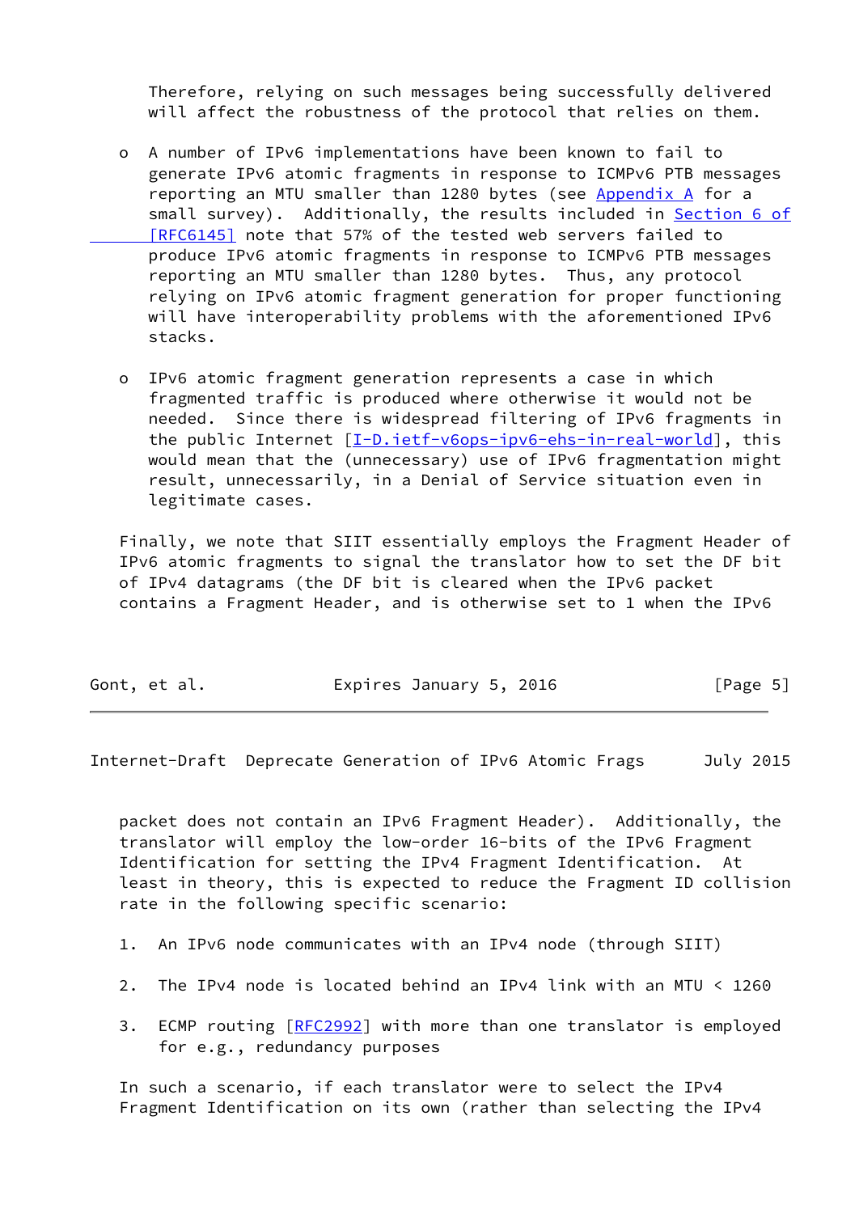Therefore, relying on such messages being successfully delivered will affect the robustness of the protocol that relies on them.

- A number of IPv6 implementations have been known to fail to generate IPv6 atomic fragments in response to ICMPv6 PTB messages reporting an MTU smaller than 1280 bytes (see Appendix A for a small survey). Additionally, the results included in Section 6 of [RFC6145] note that 57% of the tested web servers failed to produce IPv6 atomic fragments in response to ICMPv6 PTB messages reporting an MTU smaller than 1280 bytes. Thus, any protocol relying on IPv6 atomic fragment generation for proper functioning will have interoperability problems with the aforementioned IPv6 stacks.

- IPv6 atomic fragment generation represents a case in which fragmented traffic is produced where otherwise it would not be needed. Since there is widespread filtering of IPv6 fragments in the public Internet [I-D.ietf-v6ops-ipv6-ehs-in-real-world], this would mean that the (unnecessary) use of IPv6 fragmentation might result, unnecessarily, in a Denial of Service situation even in legitimate cases.

Finally, we note that SIIT essentially employs the Fragment Header of IPv6 atomic fragments to signal the translator how to set the DF bit of IPv4 datagrams (the DF bit is cleared when the IPv6 packet contains a Fragment Header, and is otherwise set to 1 when the IPv6 packet does not contain an IPv6 Fragment Header). Additionally, the translator will employ the low-order 16-bits of the IPv6 Fragment Identification for setting the IPv4 Fragment Identification. At least in theory, this is expected to reduce the Fragment ID collision rate in the following specific scenario:

1. An IPv6 node communicates with an IPv4 node (through SIIT)

2. The IPv4 node is located behind an IPv4 link with an MTU < 1260

3. ECMP routing [RFC2992] with more than one translator is employed for e.g., redundancy purposes

In such a scenario, if each translator were to select the IPv4 Fragment Identification on its own (rather than selecting the IPv4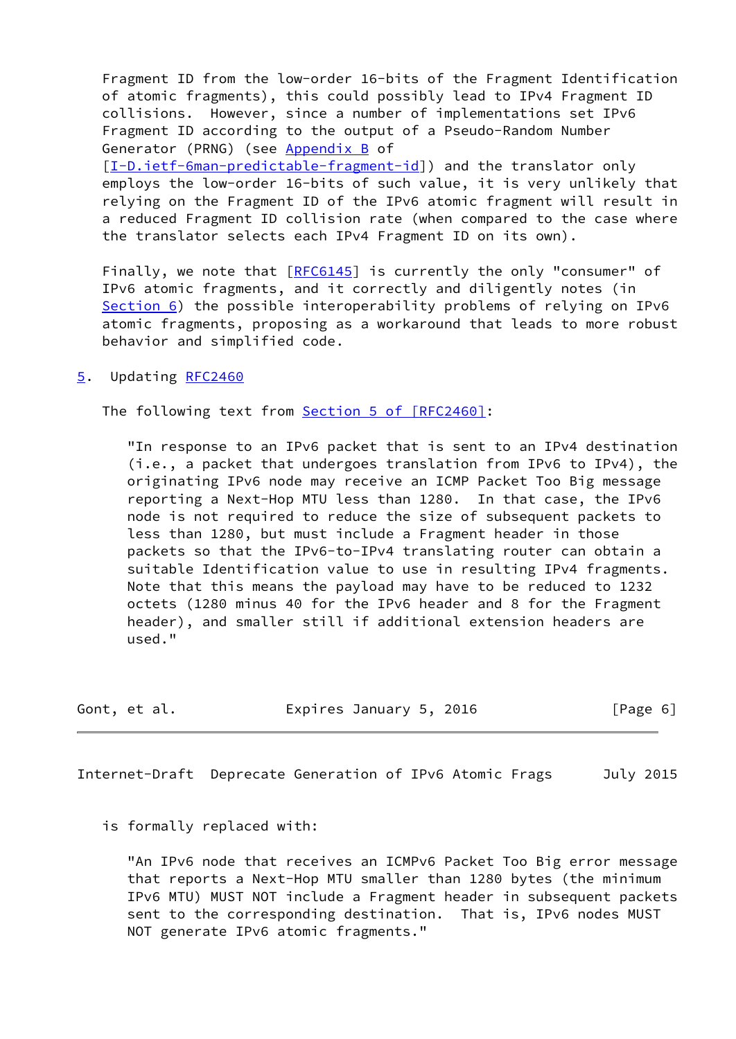Fragment ID from the low-order 16-bits of the Fragment Identification of atomic fragments), this could possibly lead to IPv4 Fragment ID collisions. However, since a number of implementations set IPv6 Fragment ID according to the output of a Pseudo-Random Number Generator (PRNG) (see Appendix B of [I-D.ietf-6man-predictable-fragment-id]) and the translator only employs the low-order 16-bits of such value, it is very unlikely that relying on the Fragment ID of the IPv6 atomic fragment will result in a reduced Fragment ID collision rate (when compared to the case where the translator selects each IPv4 Fragment ID on its own).

Finally, we note that [RFC6145] is currently the only "consumer" of IPv6 atomic fragments, and it correctly and diligently notes (in Section 6) the possible interoperability problems of relying on IPv6 atomic fragments, proposing as a workaround that leads to more robust behavior and simplified code.

## 5. Updating RFC2460

The following text from Section 5 of [RFC2460]:

> "In response to an IPv6 packet that is sent to an IPv4 destination (i.e., a packet that undergoes translation from IPv6 to IPv4), the originating IPv6 node may receive an ICMP Packet Too Big message reporting a Next-Hop MTU less than 1280. In that case, the IPv6 node is not required to reduce the size of subsequent packets to less than 1280, but must include a Fragment header in those packets so that the IPv6-to-IPv4 translating router can obtain a suitable Identification value to use in resulting IPv4 fragments. Note that this means the payload may have to be reduced to 1232 octets (1280 minus 40 for the IPv6 header and 8 for the Fragment header), and smaller still if additional extension headers are used."

is formally replaced with:

> "An IPv6 node that receives an ICMPv6 Packet Too Big error message that reports a Next-Hop MTU smaller than 1280 bytes (the minimum IPv6 MTU) MUST NOT include a Fragment header in subsequent packets sent to the corresponding destination. That is, IPv6 nodes MUST NOT generate IPv6 atomic fragments."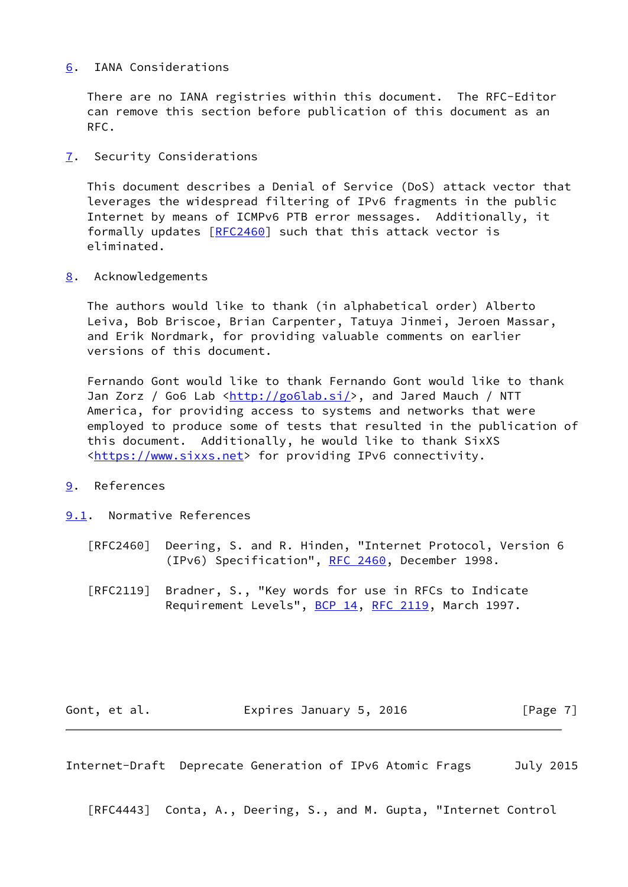## 6. IANA Considerations

There are no IANA registries within this document. The RFC-Editor can remove this section before publication of this document as an RFC.

## 7. Security Considerations

This document describes a Denial of Service (DoS) attack vector that leverages the widespread filtering of IPv6 fragments in the public Internet by means of ICMPv6 PTB error messages. Additionally, it formally updates [RFC2460] such that this attack vector is eliminated.

## 8. Acknowledgements

The authors would like to thank (in alphabetical order) Alberto Leiva, Bob Briscoe, Brian Carpenter, Tatuya Jinmei, Jeroen Massar, and Erik Nordmark, for providing valuable comments on earlier versions of this document.

Fernando Gont would like to thank Fernando Gont would like to thank Jan Zorz / Go6 Lab <http://go6lab.si/>, and Jared Mauch / NTT America, for providing access to systems and networks that were employed to produce some of tests that resulted in the publication of this document. Additionally, he would like to thank SixXS <https://www.sixxs.net> for providing IPv6 connectivity.

## 9. References

### 9.1. Normative References

[RFC2460] Deering, S. and R. Hinden, "Internet Protocol, Version 6 (IPv6) Specification", RFC 2460, December 1998.

[RFC2119] Bradner, S., "Key words for use in RFCs to Indicate Requirement Levels", BCP 14, RFC 2119, March 1997.

[RFC4443] Conta, A., Deering, S., and M. Gupta, "Internet Control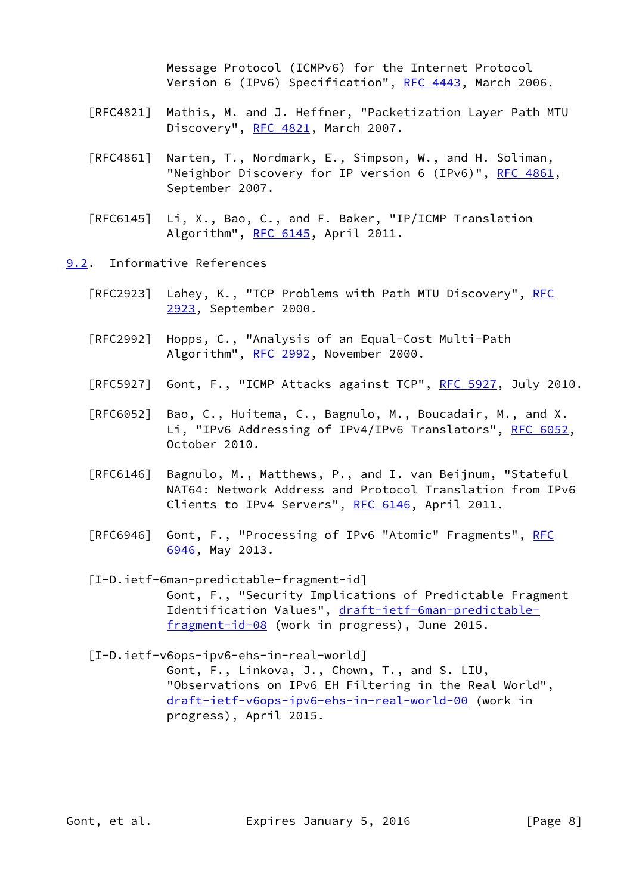Message Protocol (ICMPv6) for the Internet Protocol Version 6 (IPv6) Specification", RFC 4443, March 2006.

[RFC4821] Mathis, M. and J. Heffner, "Packetization Layer Path MTU Discovery", RFC 4821, March 2007.

[RFC4861] Narten, T., Nordmark, E., Simpson, W., and H. Soliman, "Neighbor Discovery for IP version 6 (IPv6)", RFC 4861, September 2007.

[RFC6145] Li, X., Bao, C., and F. Baker, "IP/ICMP Translation Algorithm", RFC 6145, April 2011.

### 9.2. Informative References

[RFC2923] Lahey, K., "TCP Problems with Path MTU Discovery", RFC 2923, September 2000.

[RFC2992] Hopps, C., "Analysis of an Equal-Cost Multi-Path Algorithm", RFC 2992, November 2000.

[RFC5927] Gont, F., "ICMP Attacks against TCP", RFC 5927, July 2010.

[RFC6052] Bao, C., Huitema, C., Bagnulo, M., Boucadair, M., and X. Li, "IPv6 Addressing of IPv4/IPv6 Translators", RFC 6052, October 2010.

[RFC6146] Bagnulo, M., Matthews, P., and I. van Beijnum, "Stateful NAT64: Network Address and Protocol Translation from IPv6 Clients to IPv4 Servers", RFC 6146, April 2011.

[RFC6946] Gont, F., "Processing of IPv6 "Atomic" Fragments", RFC 6946, May 2013.

[I-D.ietf-6man-predictable-fragment-id]
Gont, F., "Security Implications of Predictable Fragment Identification Values", draft-ietf-6man-predictable-fragment-id-08 (work in progress), June 2015.

[I-D.ietf-v6ops-ipv6-ehs-in-real-world]
Gont, F., Linkova, J., Chown, T., and S. LIU, "Observations on IPv6 EH Filtering in the Real World", draft-ietf-v6ops-ipv6-ehs-in-real-world-00 (work in progress), April 2015.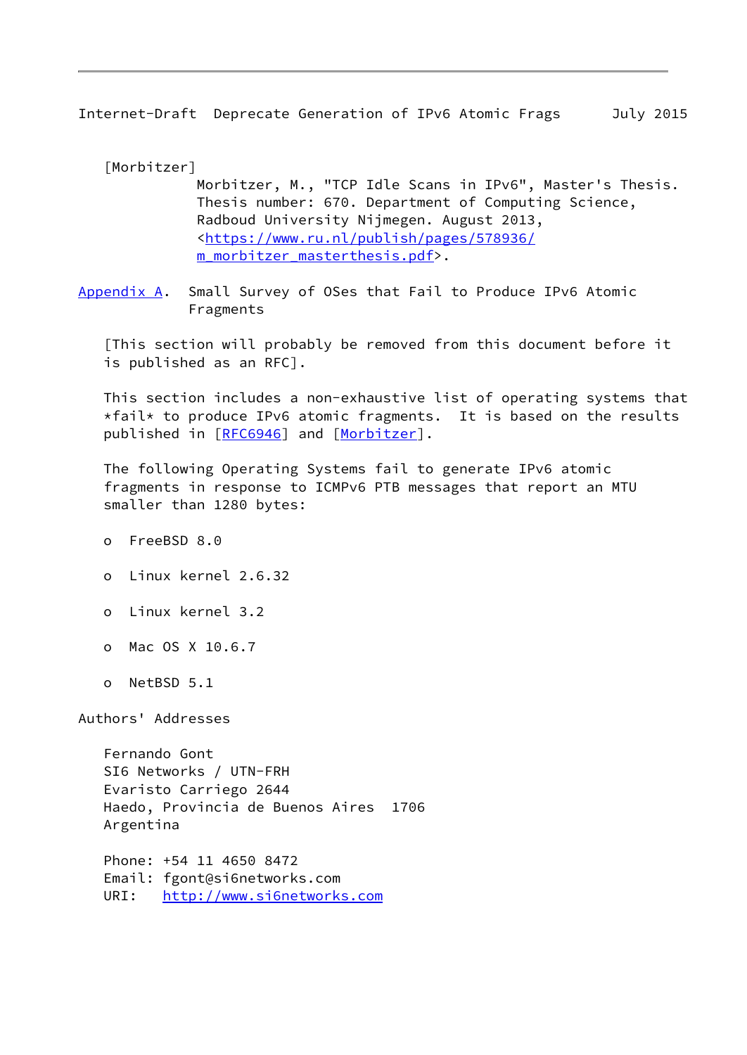[Morbitzer]
Morbitzer, M., "TCP Idle Scans in IPv6", Master's Thesis. Thesis number: 670. Department of Computing Science, Radboud University Nijmegen. August 2013, <https://www.ru.nl/publish/pages/578936/m_morbitzer_masterthesis.pdf>.

## Appendix A. Small Survey of OSes that Fail to Produce IPv6 Atomic Fragments

[This section will probably be removed from this document before it is published as an RFC].

This section includes a non-exhaustive list of operating systems that *fail* to produce IPv6 atomic fragments. It is based on the results published in [RFC6946] and [Morbitzer].

The following Operating Systems fail to generate IPv6 atomic fragments in response to ICMPv6 PTB messages that report an MTU smaller than 1280 bytes:

- FreeBSD 8.0
- Linux kernel 2.6.32
- Linux kernel 3.2
- Mac OS X 10.6.7
- NetBSD 5.1

## Authors' Addresses

Fernando Gont
SI6 Networks / UTN-FRH
Evaristo Carriego 2644
Haedo, Provincia de Buenos Aires 1706
Argentina

Phone: +54 11 4650 8472
Email: fgont@si6networks.com
URI: http://www.si6networks.com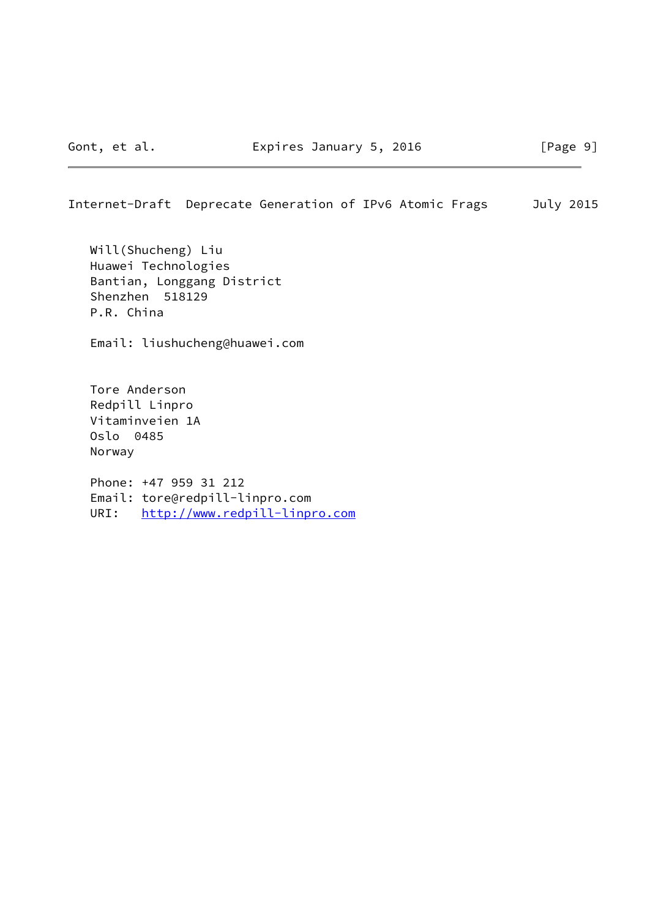Will(Shucheng) Liu
Huawei Technologies
Bantian, Longgang District
Shenzhen  518129
P.R. China

Email: liushucheng@huawei.com

Tore Anderson
Redpill Linpro
Vitaminveien 1A
Oslo  0485
Norway

Phone: +47 959 31 212
Email: tore@redpill-linpro.com
URI:   http://www.redpill-linpro.com